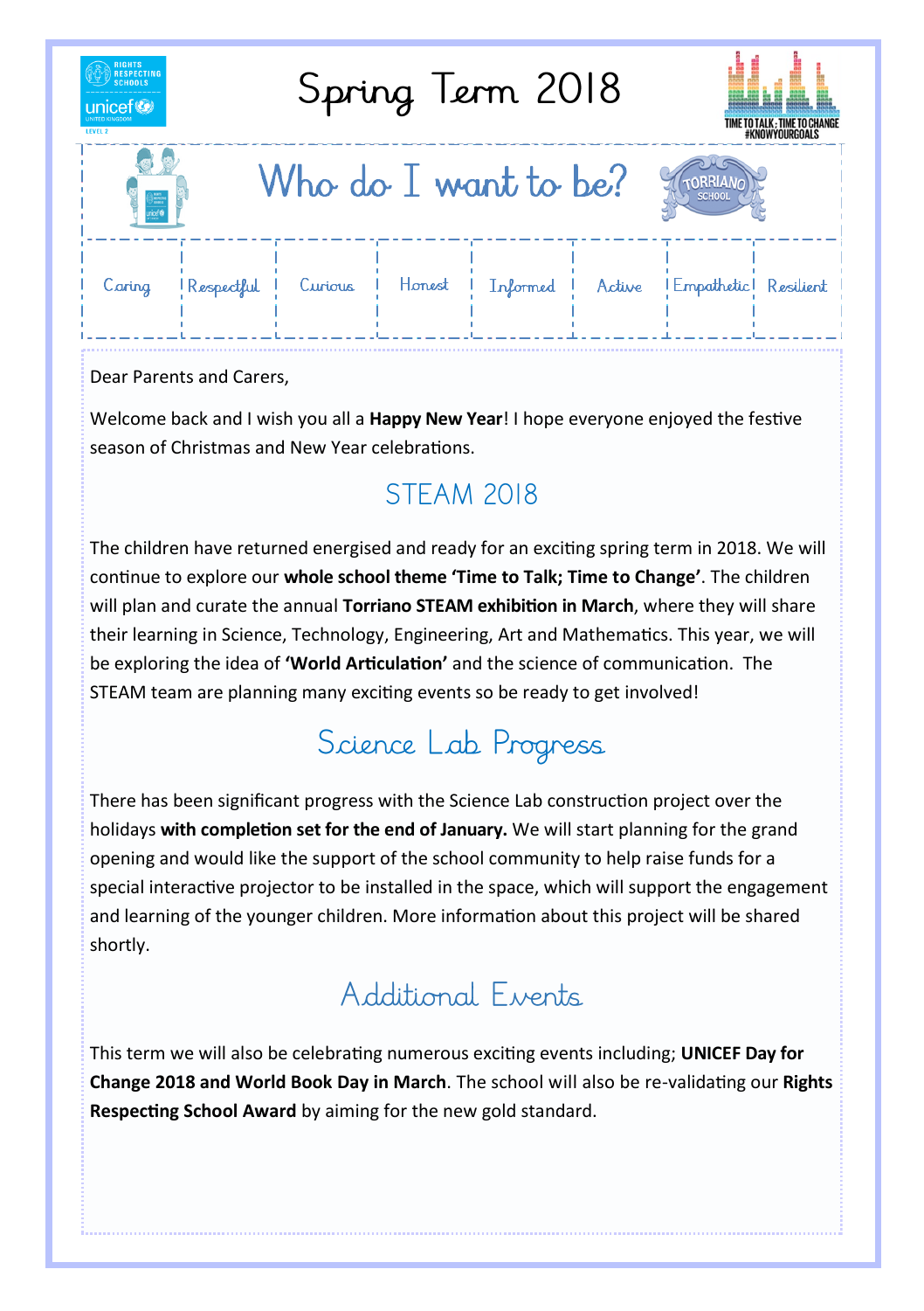# Spring Term 2018

## Who do I want to be?

| Caring | Respectful | Curious | Honest | Informed | Active | Empathetic | Resilient |
|---|---|---|---|---|---|---|---|

Dear Parents and Carers,

Welcome back and I wish you all a **Happy New Year**! I hope everyone enjoyed the festive season of Christmas and New Year celebrations.

## STEAM 2018

The children have returned energised and ready for an exciting spring term in 2018. We will continue to explore our **whole school theme 'Time to Talk; Time to Change'**. The children will plan and curate the annual **Torriano STEAM exhibition in March**, where they will share their learning in Science, Technology, Engineering, Art and Mathematics. This year, we will be exploring the idea of **'World Articulation'** and the science of communication. The STEAM team are planning many exciting events so be ready to get involved!

## Science Lab Progress

There has been significant progress with the Science Lab construction project over the holidays **with completion set for the end of January.** We will start planning for the grand opening and would like the support of the school community to help raise funds for a special interactive projector to be installed in the space, which will support the engagement and learning of the younger children. More information about this project will be shared shortly.

## Additional Events

This term we will also be celebrating numerous exciting events including; **UNICEF Day for Change 2018 and World Book Day in March**. The school will also be re-validating our **Rights Respecting School Award** by aiming for the new gold standard.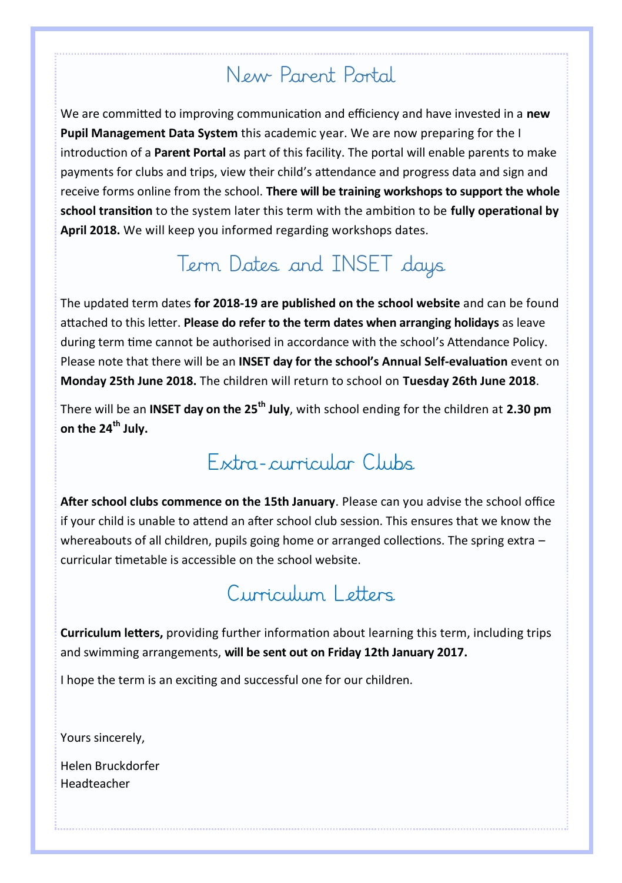## New Parent Portal

We are committed to improving communication and efficiency and have invested in a **new Pupil Management Data System** this academic year. We are now preparing for the I introduction of a **Parent Portal** as part of this facility. The portal will enable parents to make payments for clubs and trips, view their child's attendance and progress data and sign and receive forms online from the school. **There will be training workshops to support the whole school transition** to the system later this term with the ambition to be **fully operational by April 2018.** We will keep you informed regarding workshops dates.

## Term Dates and INSET days

The updated term dates **for 2018-19 are published on the school website** and can be found attached to this letter. **Please do refer to the term dates when arranging holidays** as leave during term time cannot be authorised in accordance with the school's Attendance Policy. Please note that there will be an **INSET day for the school's Annual Self-evaluation** event on **Monday 25th June 2018.** The children will return to school on **Tuesday 26th June 2018**.

There will be an **INSET day on the 25th July**, with school ending for the children at **2.30 pm on the 24th July.**

## Extra-curricular Clubs

**After school clubs commence on the 15th January**. Please can you advise the school office if your child is unable to attend an after school club session. This ensures that we know the whereabouts of all children, pupils going home or arranged collections. The spring extra – curricular timetable is accessible on the school website.

## Curriculum Letters

**Curriculum letters,** providing further information about learning this term, including trips and swimming arrangements, **will be sent out on Friday 12th January 2017.**

I hope the term is an exciting and successful one for our children.

Yours sincerely,

Helen Bruckdorfer
Headteacher